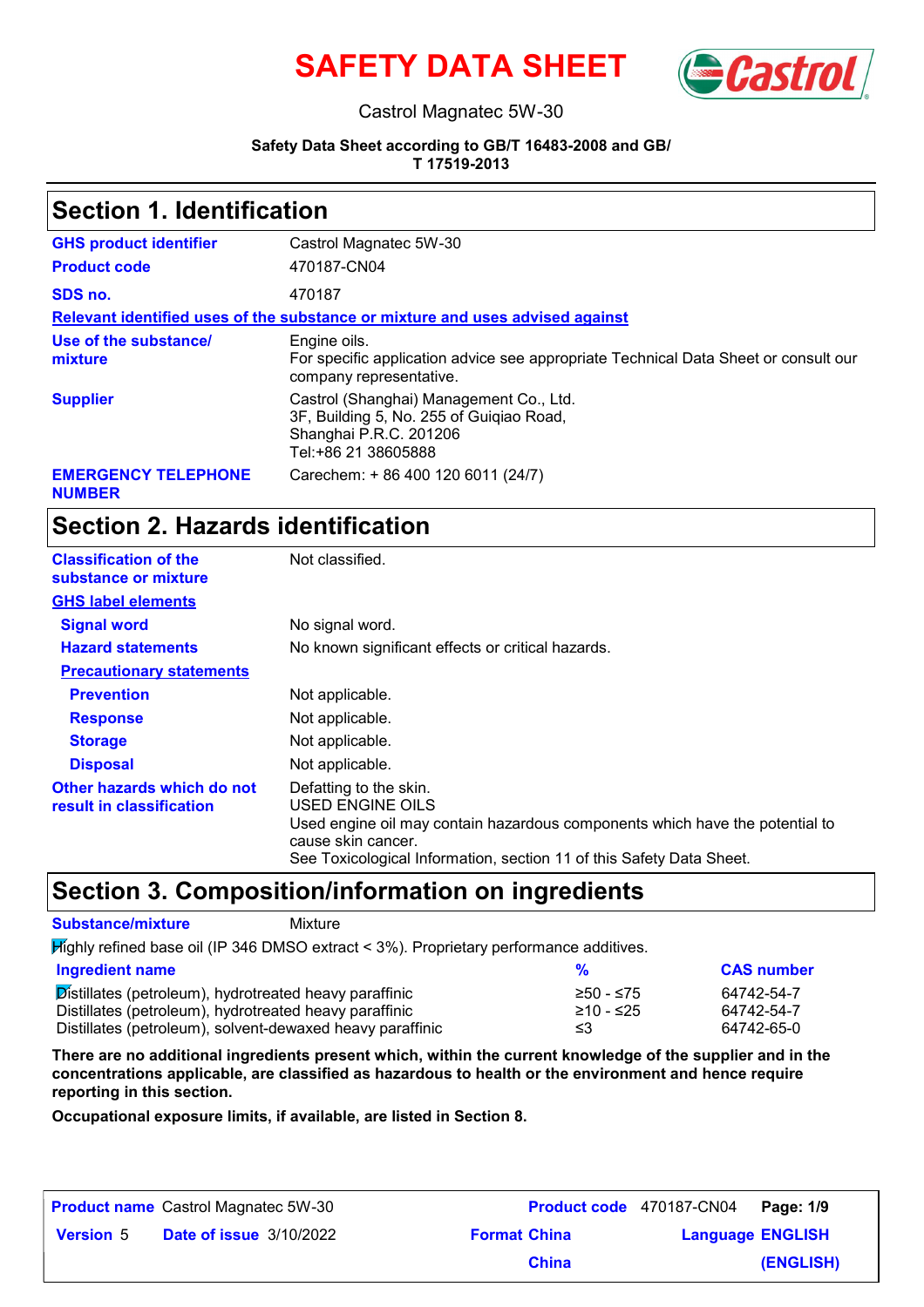# SAFETY DATA SHEET

Castrol Magnatec 5W-30

**Safety Data Sheet according to GB/T 16483-2008 and GB/T 17519-2013**

## Section 1. Identification

| | |
|---|---|
| **GHS product identifier** | Castrol Magnatec 5W-30 |
| **Product code** | 470187-CN04 |
| **SDS no.** | 470187 |

**Relevant identified uses of the substance or mixture and uses advised against**

| | |
|---|---|
| **Use of the substance/ mixture** | Engine oils.<br>For specific application advice see appropriate Technical Data Sheet or consult our company representative. |
| **Supplier** | Castrol (Shanghai) Management Co., Ltd.<br>3F, Building 5, No. 255 of Guiqiao Road,<br>Shanghai P.R.C. 201206<br>Tel:+86 21 38605888 |
| **EMERGENCY TELEPHONE NUMBER** | Carechem: + 86 400 120 6011 (24/7) |

## Section 2. Hazards identification

| | |
|---|---|
| **Classification of the substance or mixture** | Not classified. |

**GHS label elements**

| | |
|---|---|
| **Signal word** | No signal word. |
| **Hazard statements** | No known significant effects or critical hazards. |

**Precautionary statements**

| | |
|---|---|
| **Prevention** | Not applicable. |
| **Response** | Not applicable. |
| **Storage** | Not applicable. |
| **Disposal** | Not applicable. |
| **Other hazards which do not result in classification** | Defatting to the skin.<br>USED ENGINE OILS<br>Used engine oil may contain hazardous components which have the potential to cause skin cancer.<br>See Toxicological Information, section 11 of this Safety Data Sheet. |

## Section 3. Composition/information on ingredients

**Substance/mixture** Mixture

Highly refined base oil (IP 346 DMSO extract < 3%). Proprietary performance additives.

| Ingredient name | % | CAS number |
|---|---|---|
| Distillates (petroleum), hydrotreated heavy paraffinic | ≥50 - ≤75 | 64742-54-7 |
| Distillates (petroleum), hydrotreated heavy paraffinic | ≥10 - ≤25 | 64742-54-7 |
| Distillates (petroleum), solvent-dewaxed heavy paraffinic | ≤3 | 64742-65-0 |

**There are no additional ingredients present which, within the current knowledge of the supplier and in the concentrations applicable, are classified as hazardous to health or the environment and hence require reporting in this section.**

**Occupational exposure limits, if available, are listed in Section 8.**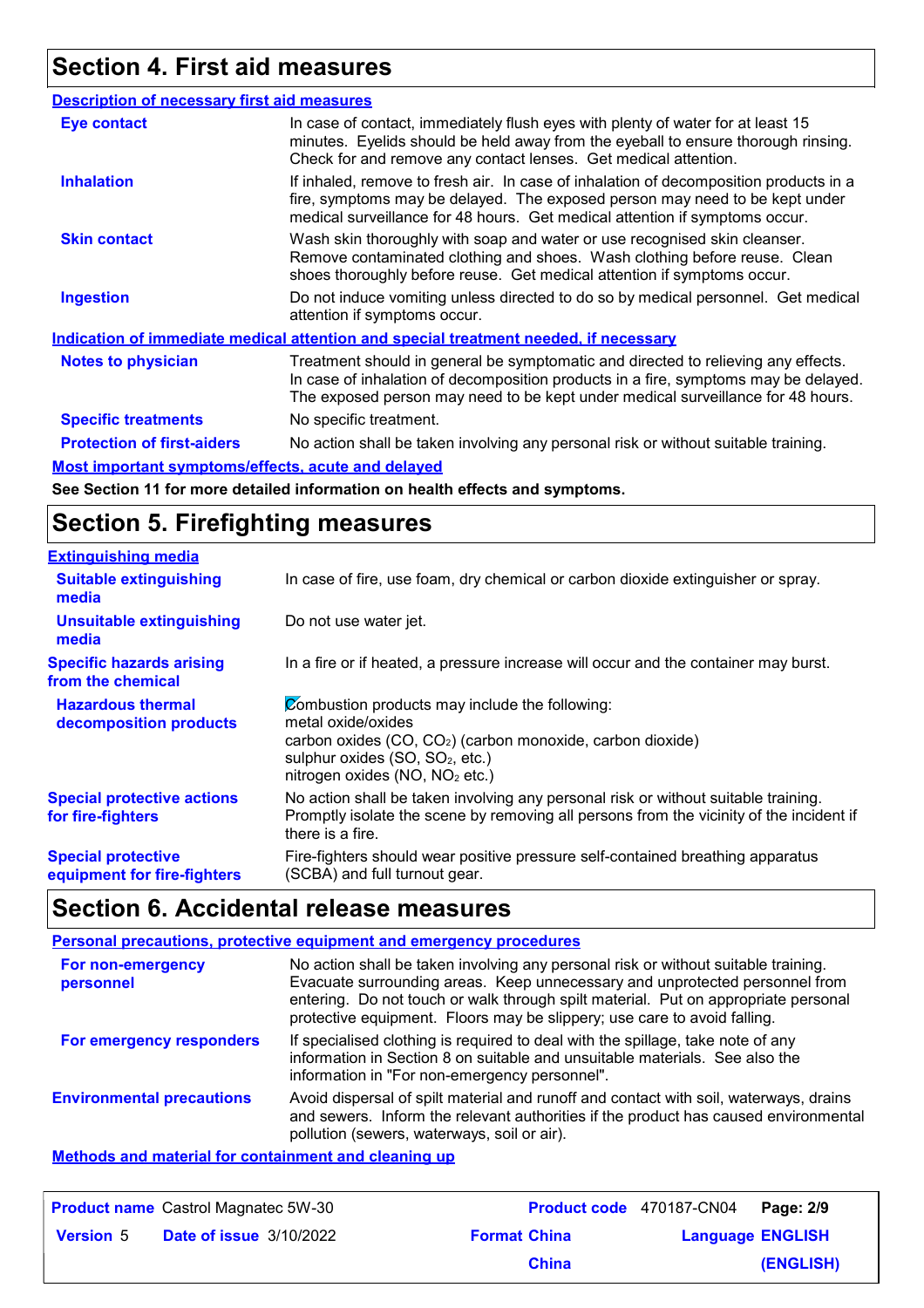## Section 4. First aid measures

**Description of necessary first aid measures**

| | |
|---|---|
| **Eye contact** | In case of contact, immediately flush eyes with plenty of water for at least 15 minutes. Eyelids should be held away from the eyeball to ensure thorough rinsing. Check for and remove any contact lenses. Get medical attention. |
| **Inhalation** | If inhaled, remove to fresh air. In case of inhalation of decomposition products in a fire, symptoms may be delayed. The exposed person may need to be kept under medical surveillance for 48 hours. Get medical attention if symptoms occur. |
| **Skin contact** | Wash skin thoroughly with soap and water or use recognised skin cleanser. Remove contaminated clothing and shoes. Wash clothing before reuse. Clean shoes thoroughly before reuse. Get medical attention if symptoms occur. |
| **Ingestion** | Do not induce vomiting unless directed to do so by medical personnel. Get medical attention if symptoms occur. |

**Indication of immediate medical attention and special treatment needed, if necessary**

| | |
|---|---|
| **Notes to physician** | Treatment should in general be symptomatic and directed to relieving any effects. In case of inhalation of decomposition products in a fire, symptoms may be delayed. The exposed person may need to be kept under medical surveillance for 48 hours. |
| **Specific treatments** | No specific treatment. |
| **Protection of first-aiders** | No action shall be taken involving any personal risk or without suitable training. |

**Most important symptoms/effects, acute and delayed**

**See Section 11 for more detailed information on health effects and symptoms.**

## Section 5. Firefighting measures

**Extinguishing media**

| | |
|---|---|
| **Suitable extinguishing media** | In case of fire, use foam, dry chemical or carbon dioxide extinguisher or spray. |
| **Unsuitable extinguishing media** | Do not use water jet. |
| **Specific hazards arising from the chemical** | In a fire or if heated, a pressure increase will occur and the container may burst. |
| **Hazardous thermal decomposition products** | Combustion products may include the following:<br>metal oxide/oxides<br>carbon oxides ($CO$, $CO_2$) (carbon monoxide, carbon dioxide)<br>sulphur oxides ($SO$, $SO_2$, etc.)<br>nitrogen oxides ($NO$, $NO_2$ etc.) |
| **Special protective actions for fire-fighters** | No action shall be taken involving any personal risk or without suitable training. Promptly isolate the scene by removing all persons from the vicinity of the incident if there is a fire. |
| **Special protective equipment for fire-fighters** | Fire-fighters should wear positive pressure self-contained breathing apparatus (SCBA) and full turnout gear. |

## Section 6. Accidental release measures

**Personal precautions, protective equipment and emergency procedures**

| | |
|---|---|
| **For non-emergency personnel** | No action shall be taken involving any personal risk or without suitable training. Evacuate surrounding areas. Keep unnecessary and unprotected personnel from entering. Do not touch or walk through spilt material. Put on appropriate personal protective equipment. Floors may be slippery; use care to avoid falling. |
| **For emergency responders** | If specialised clothing is required to deal with the spillage, take note of any information in Section 8 on suitable and unsuitable materials. See also the information in "For non-emergency personnel". |
| **Environmental precautions** | Avoid dispersal of spilt material and runoff and contact with soil, waterways, drains and sewers. Inform the relevant authorities if the product has caused environmental pollution (sewers, waterways, soil or air). |

**Methods and material for containment and cleaning up**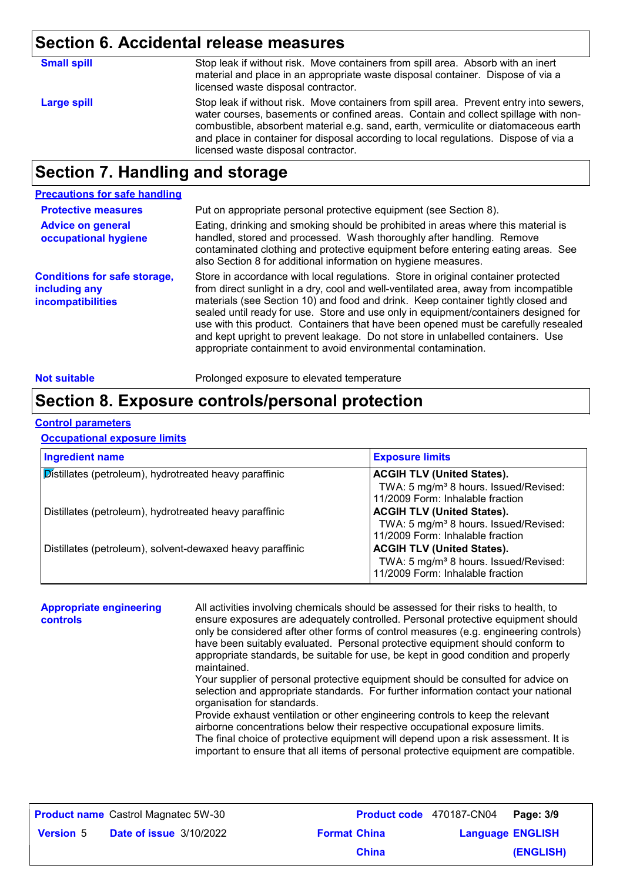## Section 6. Accidental release measures

**Small spill**

Stop leak if without risk. Move containers from spill area. Absorb with an inert material and place in an appropriate waste disposal container. Dispose of via a licensed waste disposal contractor.

**Large spill**

Stop leak if without risk. Move containers from spill area. Prevent entry into sewers, water courses, basements or confined areas. Contain and collect spillage with non-combustible, absorbent material e.g. sand, earth, vermiculite or diatomaceous earth and place in container for disposal according to local regulations. Dispose of via a licensed waste disposal contractor.

## Section 7. Handling and storage

**Precautions for safe handling**

**Protective measures**

Put on appropriate personal protective equipment (see Section 8).

**Advice on general occupational hygiene**

Eating, drinking and smoking should be prohibited in areas where this material is handled, stored and processed. Wash thoroughly after handling. Remove contaminated clothing and protective equipment before entering eating areas. See also Section 8 for additional information on hygiene measures.

**Conditions for safe storage, including any incompatibilities**

Store in accordance with local regulations. Store in original container protected from direct sunlight in a dry, cool and well-ventilated area, away from incompatible materials (see Section 10) and food and drink. Keep container tightly closed and sealed until ready for use. Store and use only in equipment/containers designed for use with this product. Containers that have been opened must be carefully resealed and kept upright to prevent leakage. Do not store in unlabelled containers. Use appropriate containment to avoid environmental contamination.

**Not suitable**

Prolonged exposure to elevated temperature

## Section 8. Exposure controls/personal protection

**Control parameters**

**Occupational exposure limits**

| Ingredient name | Exposure limits |
|---|---|
| Distillates (petroleum), hydrotreated heavy paraffinic | **ACGIH TLV (United States).** TWA: 5 mg/m³ 8 hours. Issued/Revised: 11/2009 Form: Inhalable fraction |
| Distillates (petroleum), hydrotreated heavy paraffinic | **ACGIH TLV (United States).** TWA: 5 mg/m³ 8 hours. Issued/Revised: 11/2009 Form: Inhalable fraction |
| Distillates (petroleum), solvent-dewaxed heavy paraffinic | **ACGIH TLV (United States).** TWA: 5 mg/m³ 8 hours. Issued/Revised: 11/2009 Form: Inhalable fraction |

**Appropriate engineering controls**

All activities involving chemicals should be assessed for their risks to health, to ensure exposures are adequately controlled. Personal protective equipment should only be considered after other forms of control measures (e.g. engineering controls) have been suitably evaluated. Personal protective equipment should conform to appropriate standards, be suitable for use, be kept in good condition and properly maintained.
Your supplier of personal protective equipment should be consulted for advice on selection and appropriate standards. For further information contact your national organisation for standards.
Provide exhaust ventilation or other engineering controls to keep the relevant airborne concentrations below their respective occupational exposure limits.
The final choice of protective equipment will depend upon a risk assessment. It is important to ensure that all items of personal protective equipment are compatible.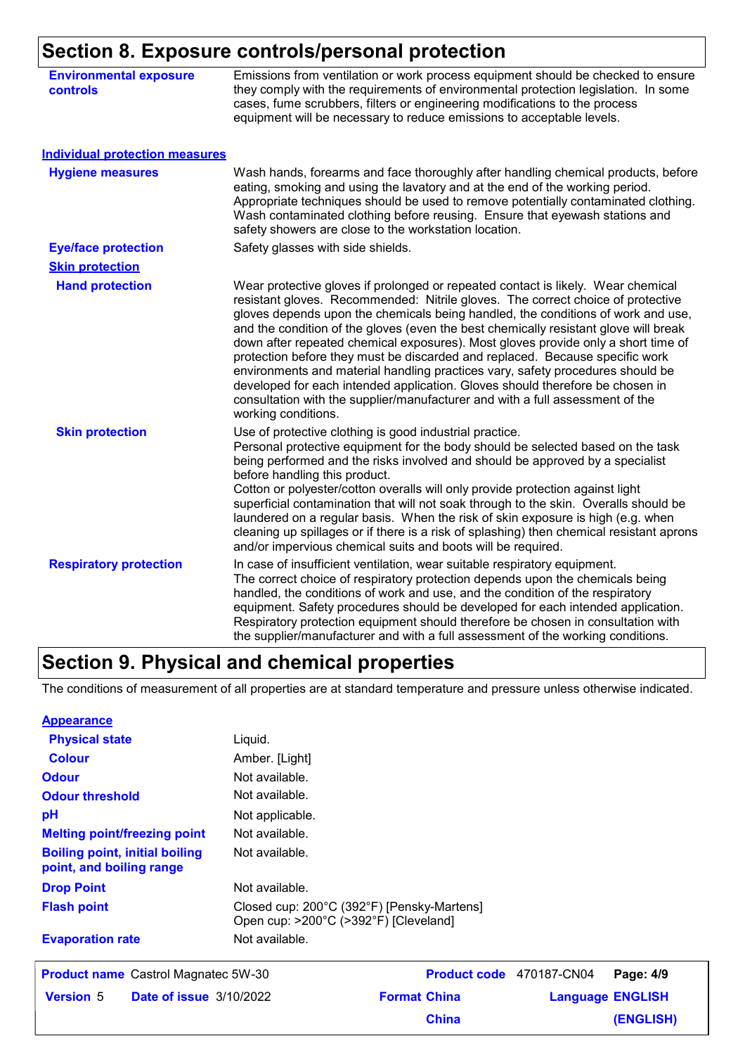## Section 8. Exposure controls/personal protection

**Environmental exposure controls**: Emissions from ventilation or work process equipment should be checked to ensure they comply with the requirements of environmental protection legislation. In some cases, fume scrubbers, filters or engineering modifications to the process equipment will be necessary to reduce emissions to acceptable levels.

### Individual protection measures

**Hygiene measures**: Wash hands, forearms and face thoroughly after handling chemical products, before eating, smoking and using the lavatory and at the end of the working period. Appropriate techniques should be used to remove potentially contaminated clothing. Wash contaminated clothing before reusing. Ensure that eyewash stations and safety showers are close to the workstation location.

**Eye/face protection**: Safety glasses with side shields.

#### Skin protection

**Hand protection**: Wear protective gloves if prolonged or repeated contact is likely. Wear chemical resistant gloves. Recommended: Nitrile gloves. The correct choice of protective gloves depends upon the chemicals being handled, the conditions of work and use, and the condition of the gloves (even the best chemically resistant glove will break down after repeated chemical exposures). Most gloves provide only a short time of protection before they must be discarded and replaced. Because specific work environments and material handling practices vary, safety procedures should be developed for each intended application. Gloves should therefore be chosen in consultation with the supplier/manufacturer and with a full assessment of the working conditions.

**Skin protection**: Use of protective clothing is good industrial practice.
Personal protective equipment for the body should be selected based on the task being performed and the risks involved and should be approved by a specialist before handling this product.
Cotton or polyester/cotton overalls will only provide protection against light superficial contamination that will not soak through to the skin. Overalls should be laundered on a regular basis. When the risk of skin exposure is high (e.g. when cleaning up spillages or if there is a risk of splashing) then chemical resistant aprons and/or impervious chemical suits and boots will be required.

**Respiratory protection**: In case of insufficient ventilation, wear suitable respiratory equipment.
The correct choice of respiratory protection depends upon the chemicals being handled, the conditions of work and use, and the condition of the respiratory equipment. Safety procedures should be developed for each intended application. Respiratory protection equipment should therefore be chosen in consultation with the supplier/manufacturer and with a full assessment of the working conditions.

## Section 9. Physical and chemical properties

The conditions of measurement of all properties are at standard temperature and pressure unless otherwise indicated.

### Appearance

| Property | Value |
|---|---|
| Physical state | Liquid. |
| Colour | Amber. [Light] |
| Odour | Not available. |
| Odour threshold | Not available. |
| pH | Not applicable. |
| Melting point/freezing point | Not available. |
| Boiling point, initial boiling point, and boiling range | Not available. |
| Drop Point | Not available. |
| Flash point | Closed cup: 200°C (392°F) [Pensky-Martens]<br>Open cup: >200°C (>392°F) [Cleveland] |
| Evaporation rate | Not available. |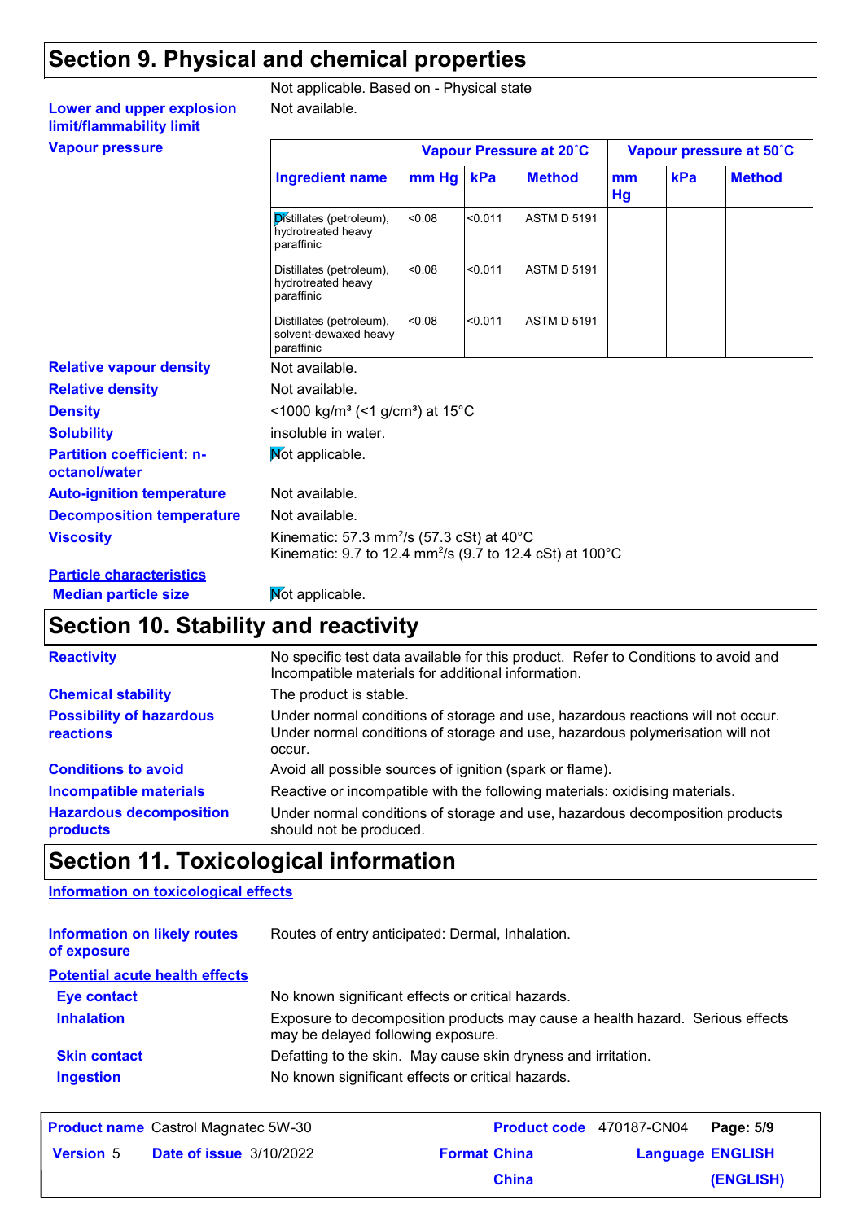## Section 9. Physical and chemical properties

Not applicable. Based on - Physical state

**Lower and upper explosion limit/flammability limit** Not available.

**Vapour pressure**

| Ingredient name | Vapour Pressure at 20˚C | | | Vapour pressure at 50˚C | | |
|---|---|---|---|---|---|---|
| | mm Hg | kPa | Method | mm Hg | kPa | Method |
| Distillates (petroleum), hydrotreated heavy paraffinic | <0.08 | <0.011 | ASTM D 5191 | | | |
| Distillates (petroleum), hydrotreated heavy paraffinic | <0.08 | <0.011 | ASTM D 5191 | | | |
| Distillates (petroleum), solvent-dewaxed heavy paraffinic | <0.08 | <0.011 | ASTM D 5191 | | | |

**Relative vapour density** Not available.

**Relative density** Not available.

**Density** <1000 kg/m³ (<1 g/cm³) at 15°C

**Solubility** insoluble in water.

**Partition coefficient: n-octanol/water** Not applicable.

**Auto-ignition temperature** Not available.

**Decomposition temperature** Not available.

**Viscosity** Kinematic: 57.3 $mm^2/s$ (57.3 cSt) at 40°C
Kinematic: 9.7 to 12.4 $mm^2/s$ (9.7 to 12.4 cSt) at 100°C

**Particle characteristics**

**Median particle size** Not applicable.

## Section 10. Stability and reactivity

**Reactivity** No specific test data available for this product. Refer to Conditions to avoid and Incompatible materials for additional information.

**Chemical stability** The product is stable.

**Possibility of hazardous reactions** Under normal conditions of storage and use, hazardous reactions will not occur. Under normal conditions of storage and use, hazardous polymerisation will not occur.

**Conditions to avoid** Avoid all possible sources of ignition (spark or flame).

**Incompatible materials** Reactive or incompatible with the following materials: oxidising materials.

**Hazardous decomposition products** Under normal conditions of storage and use, hazardous decomposition products should not be produced.

## Section 11. Toxicological information

**Information on toxicological effects**

**Information on likely routes of exposure** Routes of entry anticipated: Dermal, Inhalation.

**Potential acute health effects**

**Eye contact** No known significant effects or critical hazards.

**Inhalation** Exposure to decomposition products may cause a health hazard. Serious effects may be delayed following exposure.

**Skin contact** Defatting to the skin. May cause skin dryness and irritation.

**Ingestion** No known significant effects or critical hazards.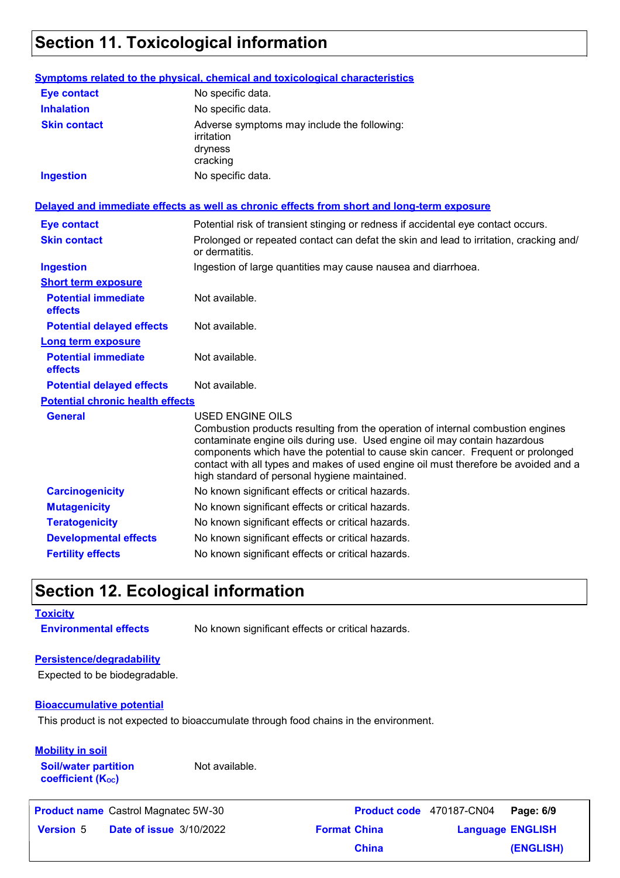## Section 11. Toxicological information

**Symptoms related to the physical, chemical and toxicological characteristics**

| | |
|---|---|
| **Eye contact** | No specific data. |
| **Inhalation** | No specific data. |
| **Skin contact** | Adverse symptoms may include the following: irritation dryness cracking |
| **Ingestion** | No specific data. |

**Delayed and immediate effects as well as chronic effects from short and long-term exposure**

| | |
|---|---|
| **Eye contact** | Potential risk of transient stinging or redness if accidental eye contact occurs. |
| **Skin contact** | Prolonged or repeated contact can defat the skin and lead to irritation, cracking and/or dermatitis. |
| **Ingestion** | Ingestion of large quantities may cause nausea and diarrhoea. |

**Short term exposure**

| | |
|---|---|
| **Potential immediate effects** | Not available. |
| **Potential delayed effects** | Not available. |

**Long term exposure**

| | |
|---|---|
| **Potential immediate effects** | Not available. |
| **Potential delayed effects** | Not available. |

**Potential chronic health effects**

| | |
|---|---|
| **General** | USED ENGINE OILS Combustion products resulting from the operation of internal combustion engines contaminate engine oils during use. Used engine oil may contain hazardous components which have the potential to cause skin cancer. Frequent or prolonged contact with all types and makes of used engine oil must therefore be avoided and a high standard of personal hygiene maintained. |
| **Carcinogenicity** | No known significant effects or critical hazards. |
| **Mutagenicity** | No known significant effects or critical hazards. |
| **Teratogenicity** | No known significant effects or critical hazards. |
| **Developmental effects** | No known significant effects or critical hazards. |
| **Fertility effects** | No known significant effects or critical hazards. |

## Section 12. Ecological information

**Toxicity**

**Environmental effects** No known significant effects or critical hazards.

**Persistence/degradability**

Expected to be biodegradable.

**Bioaccumulative potential**

This product is not expected to bioaccumulate through food chains in the environment.

**Mobility in soil**

**Soil/water partition coefficient ($K_{OC}$)** Not available.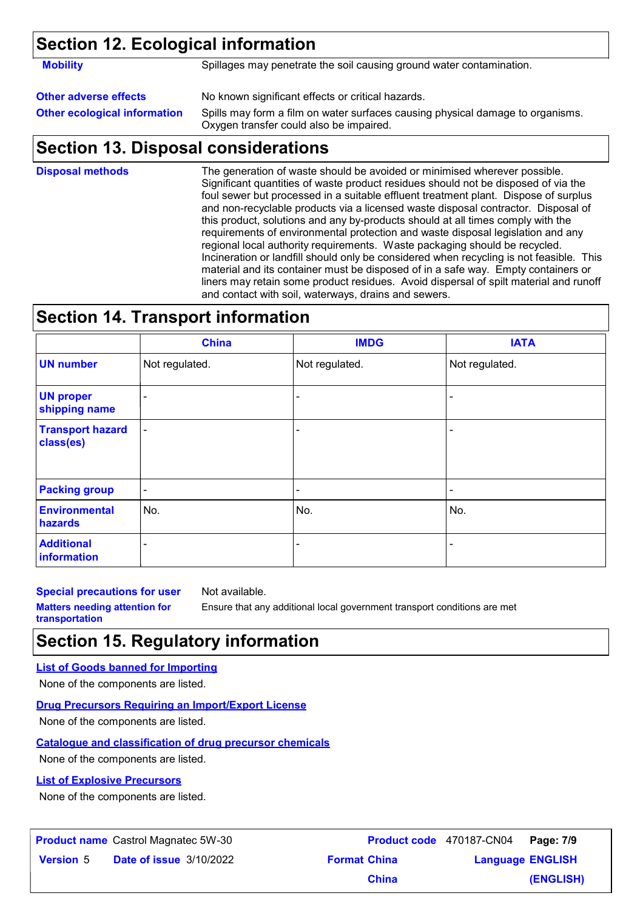## Section 12. Ecological information

**Mobility** Spillages may penetrate the soil causing ground water contamination.

**Other adverse effects** No known significant effects or critical hazards.

**Other ecological information** Spills may form a film on water surfaces causing physical damage to organisms. Oxygen transfer could also be impaired.

## Section 13. Disposal considerations

**Disposal methods** The generation of waste should be avoided or minimised wherever possible. Significant quantities of waste product residues should not be disposed of via the foul sewer but processed in a suitable effluent treatment plant. Dispose of surplus and non-recyclable products via a licensed waste disposal contractor. Disposal of this product, solutions and any by-products should at all times comply with the requirements of environmental protection and waste disposal legislation and any regional local authority requirements. Waste packaging should be recycled. Incineration or landfill should only be considered when recycling is not feasible. This material and its container must be disposed of in a safe way. Empty containers or liners may retain some product residues. Avoid dispersal of spilt material and runoff and contact with soil, waterways, drains and sewers.

## Section 14. Transport information

| | China | IMDG | IATA |
|---|---|---|---|
| **UN number** | Not regulated. | Not regulated. | Not regulated. |
| **UN proper shipping name** | - | - | - |
| **Transport hazard class(es)** | - | - | - |
| **Packing group** | - | - | - |
| **Environmental hazards** | No. | No. | No. |
| **Additional information** | - | - | - |

**Special precautions for user** Not available.

**Matters needing attention for transportation** Ensure that any additional local government transport conditions are met

## Section 15. Regulatory information

**List of Goods banned for Importing**

None of the components are listed.

**Drug Precursors Requiring an Import/Export License**

None of the components are listed.

**Catalogue and classification of drug precursor chemicals**

None of the components are listed.

**List of Explosive Precursors**

None of the components are listed.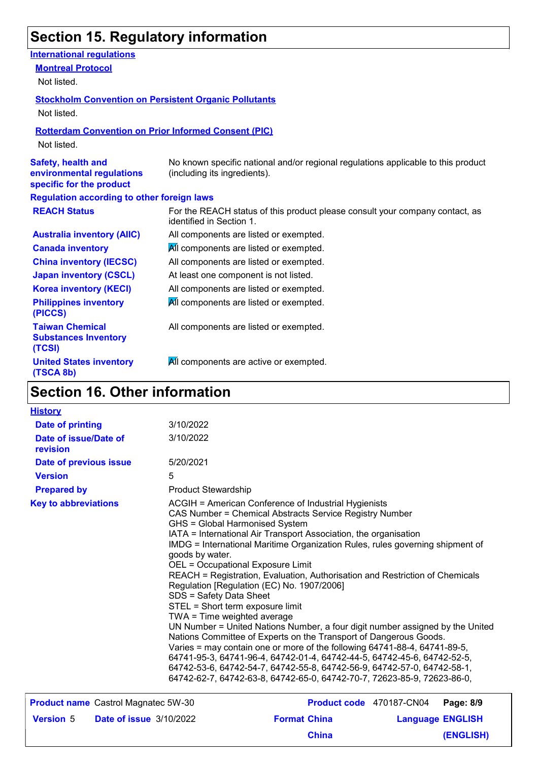# Section 15. Regulatory information

**International regulations**

**Montreal Protocol**

Not listed.

**Stockholm Convention on Persistent Organic Pollutants**

Not listed.

**Rotterdam Convention on Prior Informed Consent (PIC)**

Not listed.

| | |
|---|---|
| **Safety, health and environmental regulations specific for the product** | No known specific national and/or regional regulations applicable to this product (including its ingredients). |

**Regulation according to other foreign laws**

| | |
|---|---|
| **REACH Status** | For the REACH status of this product please consult your company contact, as identified in Section 1. |
| **Australia inventory (AIIC)** | All components are listed or exempted. |
| **Canada inventory** | All components are listed or exempted. |
| **China inventory (IECSC)** | All components are listed or exempted. |
| **Japan inventory (CSCL)** | At least one component is not listed. |
| **Korea inventory (KECI)** | All components are listed or exempted. |
| **Philippines inventory (PICCS)** | All components are listed or exempted. |
| **Taiwan Chemical Substances Inventory (TCSI)** | All components are listed or exempted. |
| **United States inventory (TSCA 8b)** | All components are active or exempted. |

# Section 16. Other information

**History**

| | |
|---|---|
| **Date of printing** | 3/10/2022 |
| **Date of issue/Date of revision** | 3/10/2022 |
| **Date of previous issue** | 5/20/2021 |
| **Version** | 5 |
| **Prepared by** | Product Stewardship |

**Key to abbreviations**

ACGIH = American Conference of Industrial Hygienists
CAS Number = Chemical Abstracts Service Registry Number
GHS = Global Harmonised System
IATA = International Air Transport Association, the organisation
IMDG = International Maritime Organization Rules, rules governing shipment of goods by water.
OEL = Occupational Exposure Limit
REACH = Registration, Evaluation, Authorisation and Restriction of Chemicals Regulation [Regulation (EC) No. 1907/2006]
SDS = Safety Data Sheet
STEL = Short term exposure limit
TWA = Time weighted average
UN Number = United Nations Number, a four digit number assigned by the United Nations Committee of Experts on the Transport of Dangerous Goods.
Varies = may contain one or more of the following 64741-88-4, 64741-89-5, 64741-95-3, 64741-96-4, 64742-01-4, 64742-44-5, 64742-45-6, 64742-52-5, 64742-53-6, 64742-54-7, 64742-55-8, 64742-56-9, 64742-57-0, 64742-58-1, 64742-62-7, 64742-63-8, 64742-65-0, 64742-70-7, 72623-85-9, 72623-86-0,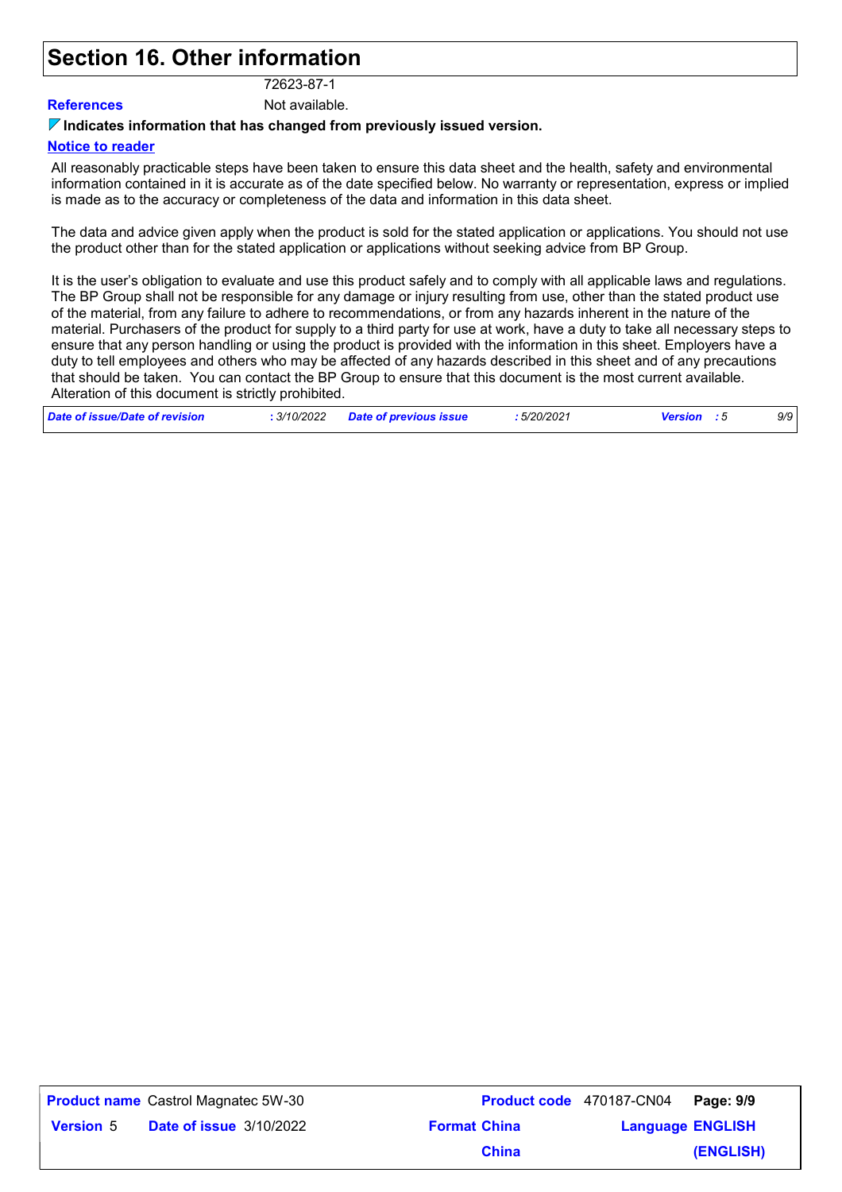## Section 16. Other information

72623-87-1

**References** Not available.

**Indicates information that has changed from previously issued version.**

**Notice to reader**

All reasonably practicable steps have been taken to ensure this data sheet and the health, safety and environmental information contained in it is accurate as of the date specified below. No warranty or representation, express or implied is made as to the accuracy or completeness of the data and information in this data sheet.

The data and advice given apply when the product is sold for the stated application or applications. You should not use the product other than for the stated application or applications without seeking advice from BP Group.

It is the user's obligation to evaluate and use this product safely and to comply with all applicable laws and regulations. The BP Group shall not be responsible for any damage or injury resulting from use, other than the stated product use of the material, from any failure to adhere to recommendations, or from any hazards inherent in the nature of the material. Purchasers of the product for supply to a third party for use at work, have a duty to take all necessary steps to ensure that any person handling or using the product is provided with the information in this sheet. Employers have a duty to tell employees and others who may be affected of any hazards described in this sheet and of any precautions that should be taken. You can contact the BP Group to ensure that this document is the most current available. Alteration of this document is strictly prohibited.

*Date of issue/Date of revision* : 3/10/2022 *Date of previous issue* : 5/20/2021 *Version* : 5